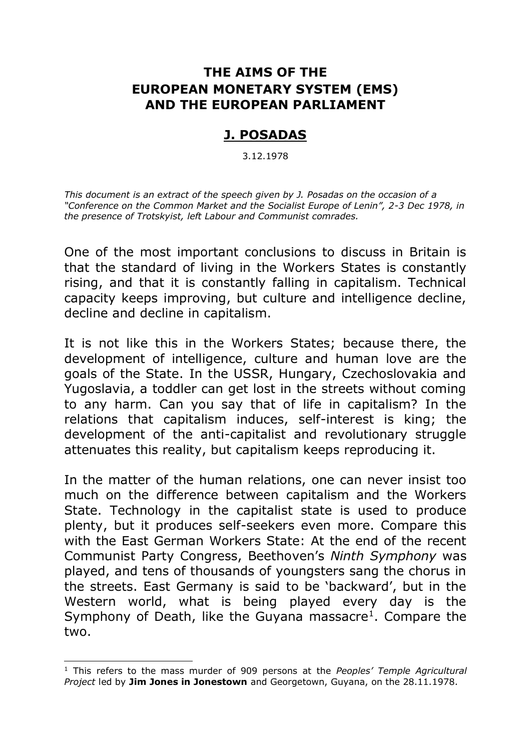# THE AIMS OF THE EUROPEAN MONETARY SYSTEM (EMS) AND THE EUROPEAN PARLIAMENT

## J. POSADAS

3.12.1978

*This document is an extract of the speech given by J. Posadas on the occasion of a "Conference on the Common Market and the Socialist Europe of Lenin", 2-3 Dec 1978, in the presence of Trotskyist, left Labour and Communist comrades.*

One of the most important conclusions to discuss in Britain is that the standard of living in the Workers States is constantly rising, and that it is constantly falling in capitalism. Technical capacity keeps improving, but culture and intelligence decline, decline and decline in capitalism.

It is not like this in the Workers States; because there, the development of intelligence, culture and human love are the goals of the State. In the USSR, Hungary, Czechoslovakia and Yugoslavia, a toddler can get lost in the streets without coming to any harm. Can you say that of life in capitalism? In the relations that capitalism induces, self-interest is king; the development of the anti-capitalist and revolutionary struggle attenuates this reality, but capitalism keeps reproducing it.

In the matter of the human relations, one can never insist too much on the difference between capitalism and the Workers State. Technology in the capitalist state is used to produce plenty, but it produces self-seekers even more. Compare this with the East German Workers State: At the end of the recent Communist Party Congress, Beethoven's *Ninth Symphony* was played, and tens of thousands of youngsters sang the chorus in the streets. East Germany is said to be 'backward', but in the Western world, what is being played every day is the Symphony of Death, like the Guyana massacre[1]. Compare the two.

[1] This refers to the mass murder of 909 persons at the *Peoples' Temple Agricultural Project* led by **Jim Jones in Jonestown** and Georgetown, Guyana, on the 28.11.1978.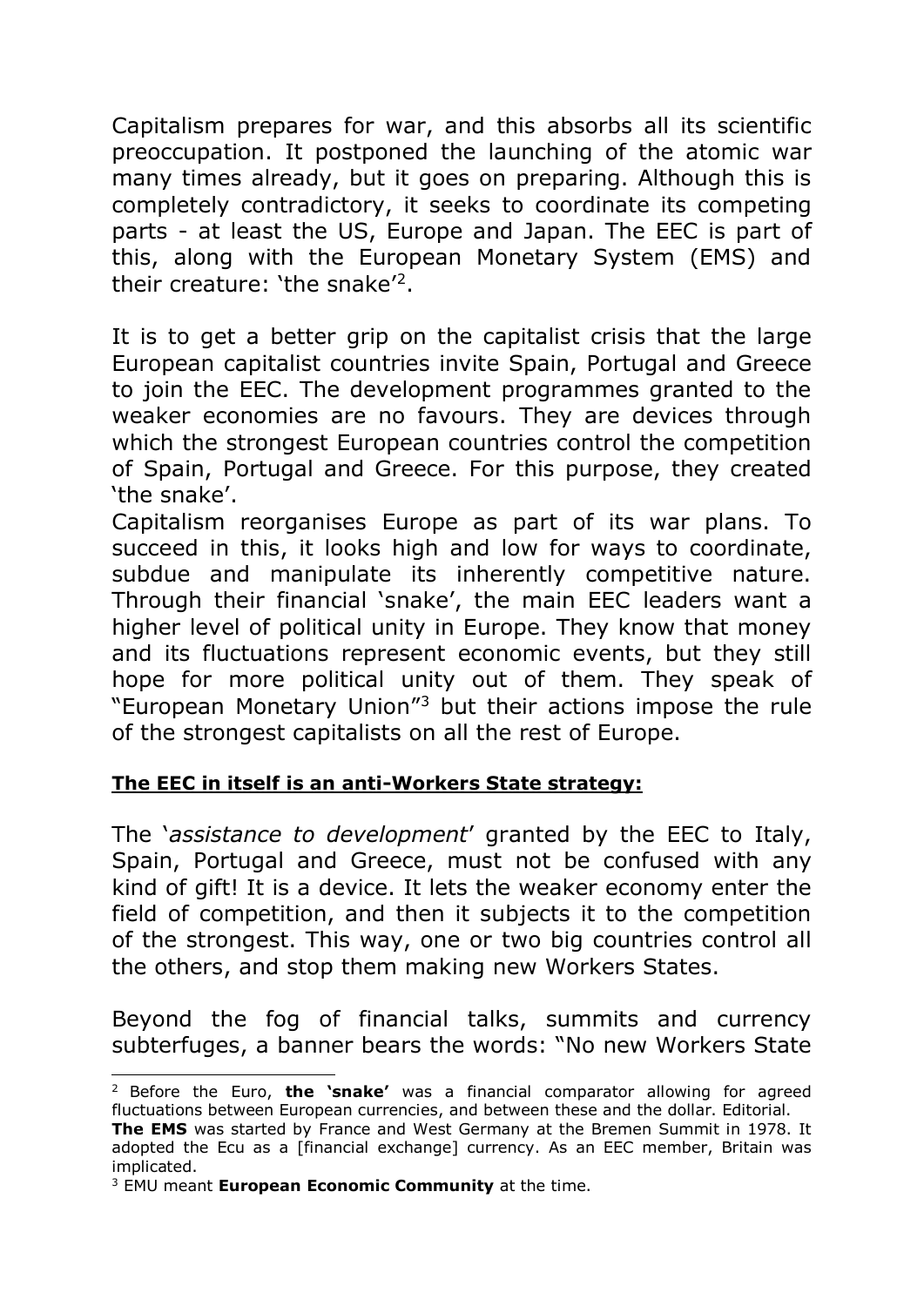Capitalism prepares for war, and this absorbs all its scientific preoccupation. It postponed the launching of the atomic war many times already, but it goes on preparing. Although this is completely contradictory, it seeks to coordinate its competing parts - at least the US, Europe and Japan. The EEC is part of this, along with the European Monetary System (EMS) and their creature: 'the snake'[2].

It is to get a better grip on the capitalist crisis that the large European capitalist countries invite Spain, Portugal and Greece to join the EEC. The development programmes granted to the weaker economies are no favours. They are devices through which the strongest European countries control the competition of Spain, Portugal and Greece. For this purpose, they created 'the snake'.

Capitalism reorganises Europe as part of its war plans. To succeed in this, it looks high and low for ways to coordinate, subdue and manipulate its inherently competitive nature. Through their financial 'snake', the main EEC leaders want a higher level of political unity in Europe. They know that money and its fluctuations represent economic events, but they still hope for more political unity out of them. They speak of "European Monetary Union"[3] but their actions impose the rule of the strongest capitalists on all the rest of Europe.

**The EEC in itself is an anti-Workers State strategy:**

The '*assistance to development*' granted by the EEC to Italy, Spain, Portugal and Greece, must not be confused with any kind of gift! It is a device. It lets the weaker economy enter the field of competition, and then it subjects it to the competition of the strongest. This way, one or two big countries control all the others, and stop them making new Workers States.

Beyond the fog of financial talks, summits and currency subterfuges, a banner bears the words: "No new Workers State

---

[2] Before the Euro, **the 'snake'** was a financial comparator allowing for agreed fluctuations between European currencies, and between these and the dollar. Editorial.
**The EMS** was started by France and West Germany at the Bremen Summit in 1978. It adopted the Ecu as a [financial exchange] currency. As an EEC member, Britain was implicated.

[3] EMU meant **European Economic Community** at the time.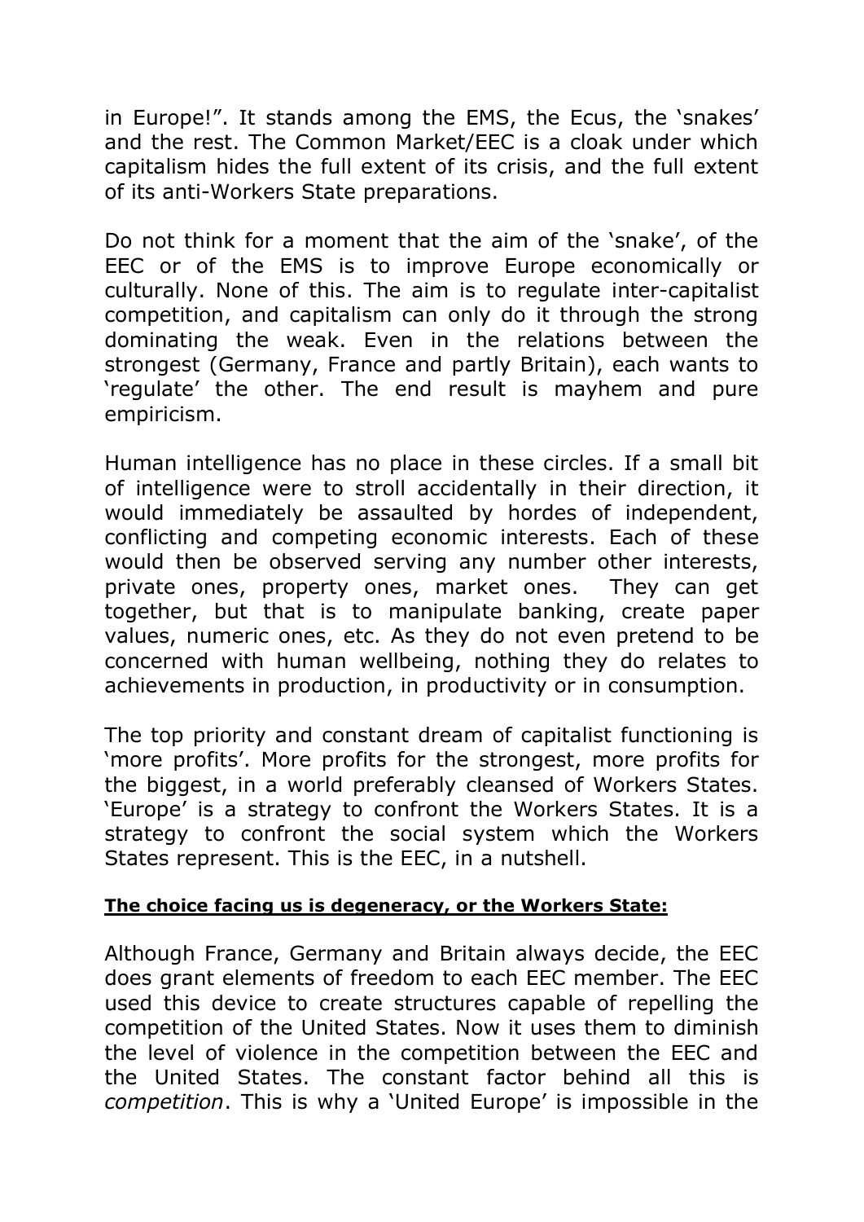in Europe!”. It stands among the EMS, the Ecus, the ‘snakes’ and the rest. The Common Market/EEC is a cloak under which capitalism hides the full extent of its crisis, and the full extent of its anti-Workers State preparations.

Do not think for a moment that the aim of the ‘snake’, of the EEC or of the EMS is to improve Europe economically or culturally. None of this. The aim is to regulate inter-capitalist competition, and capitalism can only do it through the strong dominating the weak. Even in the relations between the strongest (Germany, France and partly Britain), each wants to ‘regulate’ the other. The end result is mayhem and pure empiricism.

Human intelligence has no place in these circles. If a small bit of intelligence were to stroll accidentally in their direction, it would immediately be assaulted by hordes of independent, conflicting and competing economic interests. Each of these would then be observed serving any number other interests, private ones, property ones, market ones. They can get together, but that is to manipulate banking, create paper values, numeric ones, etc. As they do not even pretend to be concerned with human wellbeing, nothing they do relates to achievements in production, in productivity or in consumption.

The top priority and constant dream of capitalist functioning is ‘more profits’. More profits for the strongest, more profits for the biggest, in a world preferably cleansed of Workers States. ‘Europe’ is a strategy to confront the Workers States. It is a strategy to confront the social system which the Workers States represent. This is the EEC, in a nutshell.

**The choice facing us is degeneracy, or the Workers State:**

Although France, Germany and Britain always decide, the EEC does grant elements of freedom to each EEC member. The EEC used this device to create structures capable of repelling the competition of the United States. Now it uses them to diminish the level of violence in the competition between the EEC and the United States. The constant factor behind all this is *competition*. This is why a ‘United Europe’ is impossible in the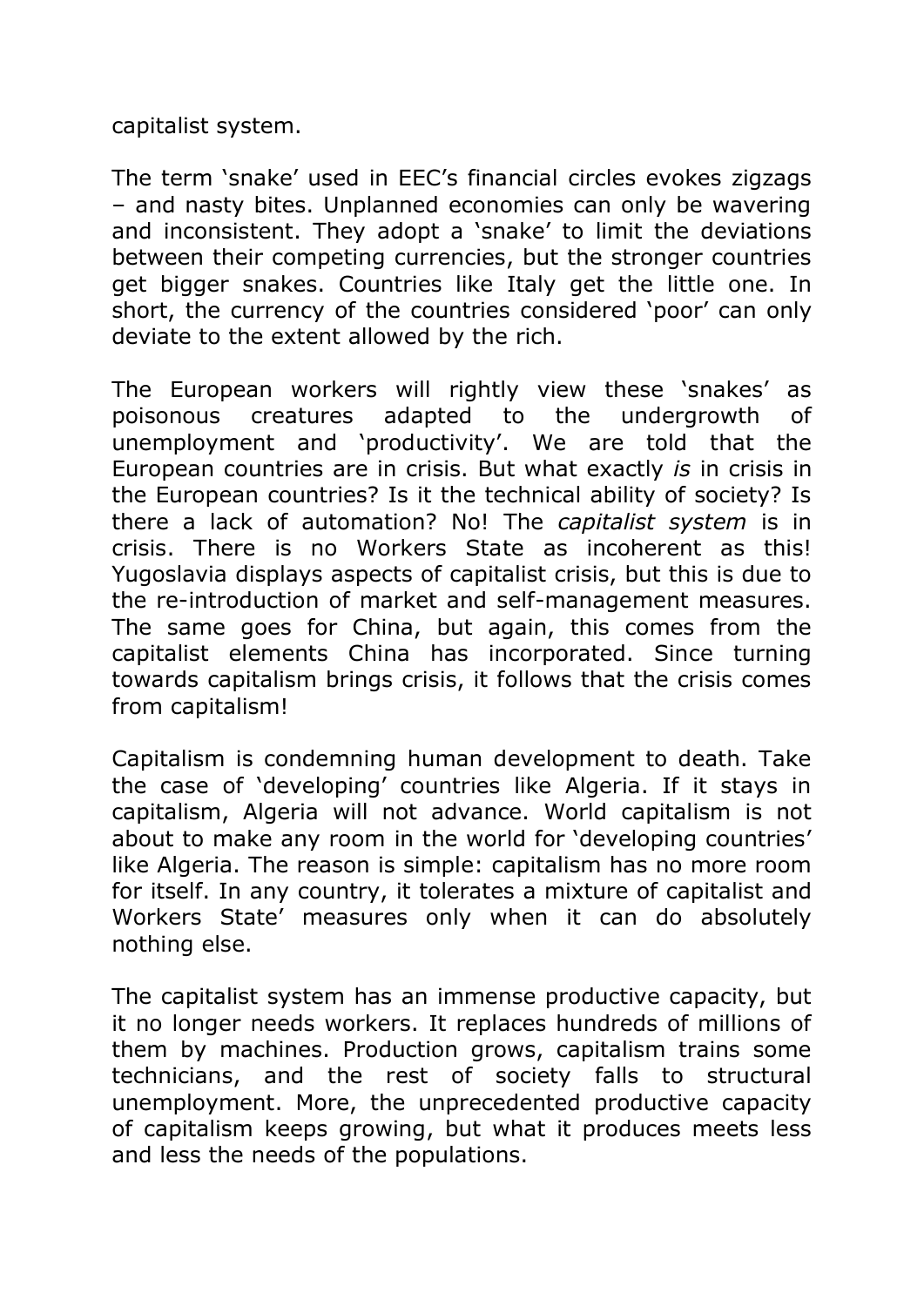capitalist system.

The term ‘snake’ used in EEC’s financial circles evokes zigzags – and nasty bites. Unplanned economies can only be wavering and inconsistent. They adopt a ‘snake’ to limit the deviations between their competing currencies, but the stronger countries get bigger snakes. Countries like Italy get the little one. In short, the currency of the countries considered ‘poor’ can only deviate to the extent allowed by the rich.

The European workers will rightly view these ‘snakes’ as poisonous creatures adapted to the undergrowth of unemployment and ‘productivity’. We are told that the European countries are in crisis. But what exactly *is* in crisis in the European countries? Is it the technical ability of society? Is there a lack of automation? No! The *capitalist system* is in crisis. There is no Workers State as incoherent as this! Yugoslavia displays aspects of capitalist crisis, but this is due to the re-introduction of market and self-management measures. The same goes for China, but again, this comes from the capitalist elements China has incorporated. Since turning towards capitalism brings crisis, it follows that the crisis comes from capitalism!

Capitalism is condemning human development to death. Take the case of ‘developing’ countries like Algeria. If it stays in capitalism, Algeria will not advance. World capitalism is not about to make any room in the world for ‘developing countries’ like Algeria. The reason is simple: capitalism has no more room for itself. In any country, it tolerates a mixture of capitalist and Workers State’ measures only when it can do absolutely nothing else.

The capitalist system has an immense productive capacity, but it no longer needs workers. It replaces hundreds of millions of them by machines. Production grows, capitalism trains some technicians, and the rest of society falls to structural unemployment. More, the unprecedented productive capacity of capitalism keeps growing, but what it produces meets less and less the needs of the populations.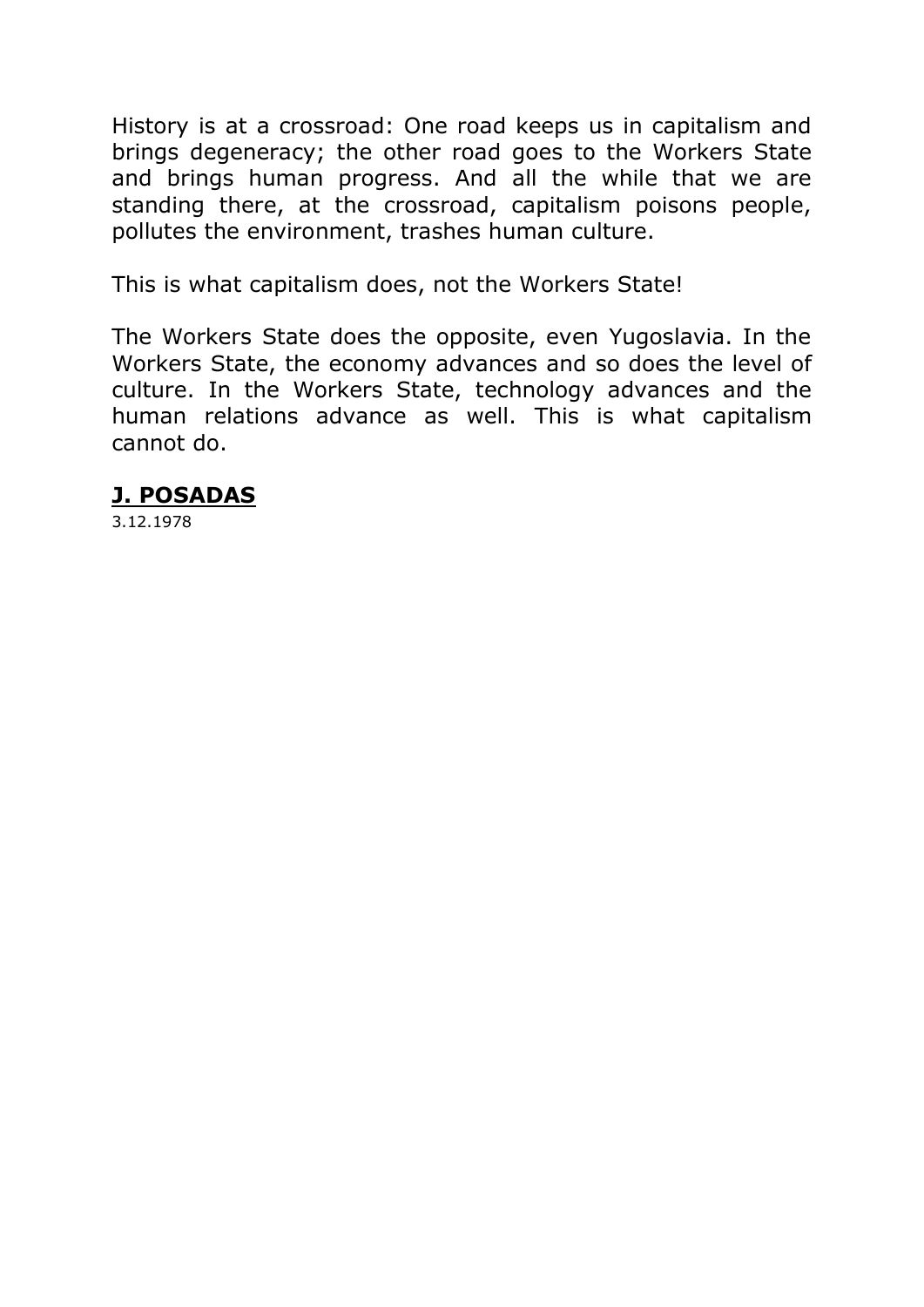History is at a crossroad: One road keeps us in capitalism and brings degeneracy; the other road goes to the Workers State and brings human progress. And all the while that we are standing there, at the crossroad, capitalism poisons people, pollutes the environment, trashes human culture.

This is what capitalism does, not the Workers State!

The Workers State does the opposite, even Yugoslavia. In the Workers State, the economy advances and so does the level of culture. In the Workers State, technology advances and the human relations advance as well. This is what capitalism cannot do.

**J. POSADAS**

3.12.1978